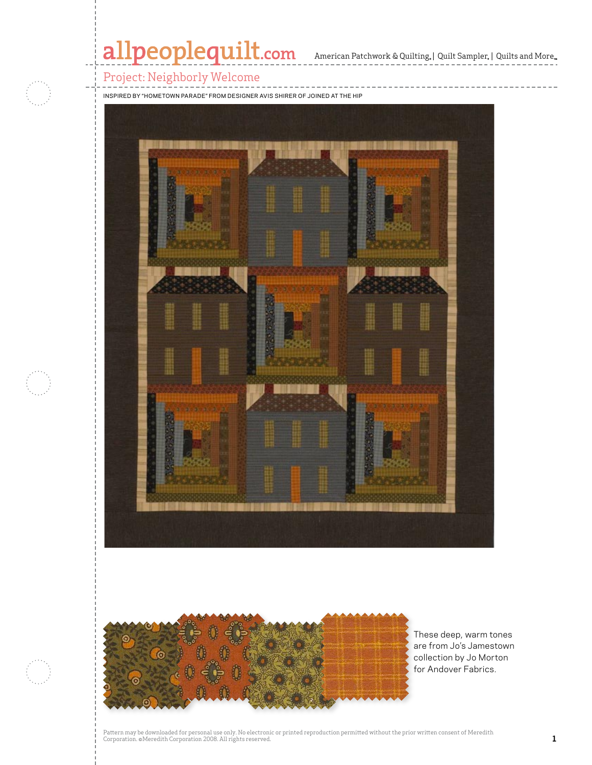# Project: Neighborly Welcome

INSPIRED BY "HOMETOWN PARADE" FROM DESIGNER AVIS SHIRER OF JOINED AT THE HIP

These deep, warm tones are from Jo's Jamestown collection by Jo Morton for Andover Fabrics.

Pattern may be downloaded for personal use only. No electronic or printed reproduction permitted without the prior written consent of Meredith Corporation. ©Meredith Corporation 2008. All rights reserved.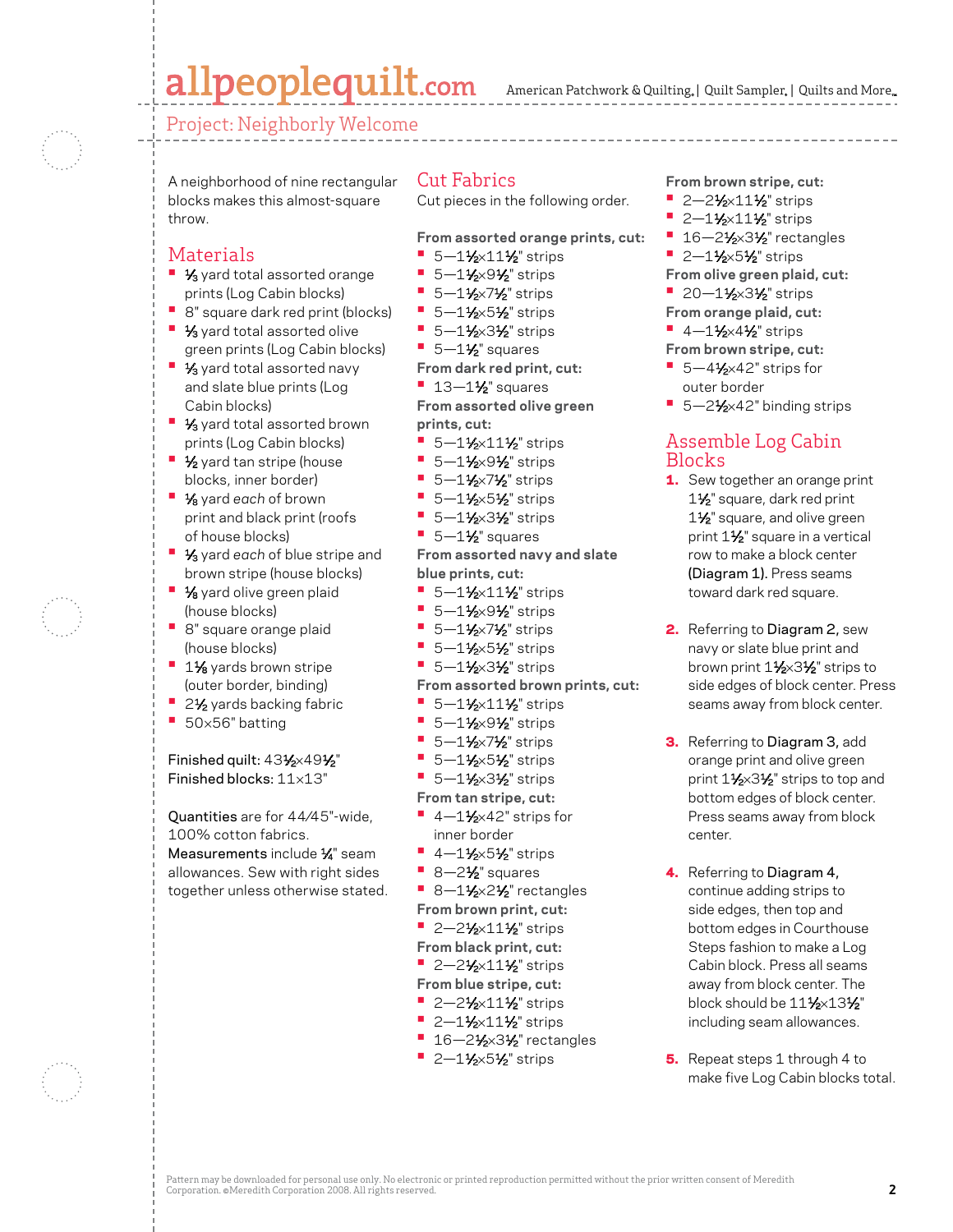## Project: Neighborly Welcome

A neighborhood of nine rectangular blocks makes this almost-square throw.

## Materials

- ⅓ yard total assorted orange prints (Log Cabin blocks)
- 8" square dark red print (blocks)
- ⅓ yard total assorted olive green prints (Log Cabin blocks)
- ⅓ yard total assorted navy and slate blue prints (Log Cabin blocks)
- ⅓ yard total assorted brown prints (Log Cabin blocks)
- ½ yard tan stripe (house blocks, inner border)
- ⅛ yard *each* of brown print and black print (roofs of house blocks)
- ⅓ yard *each* of blue stripe and brown stripe (house blocks)
- ⅛ yard olive green plaid (house blocks)
- 8" square orange plaid (house blocks)
- 1⅝ yards brown stripe (outer border, binding)
- 2½ yards backing fabric
- 50×56" batting

Finished quilt: 43½×49½"
Finished blocks: 11×13"

Quantities are for 44/45"-wide, 100% cotton fabrics.
Measurements include ¼" seam allowances. Sew with right sides together unless otherwise stated.

## Cut Fabrics

Cut pieces in the following order.

**From assorted orange prints, cut:**
- 5—1½×11½" strips
- 5—1½×9½" strips
- 5—1½×7½" strips
- 5—1½×5½" strips
- 5—1½×3½" strips
- 5—1½" squares

**From dark red print, cut:**
- 13—1½" squares

**From assorted olive green prints, cut:**
- 5—1½×11½" strips
- 5—1½×9½" strips
- 5—1½×7½" strips
- 5—1½×5½" strips
- 5—1½×3½" strips
- 5—1½" squares

**From assorted navy and slate blue prints, cut:**
- 5—1½×11½" strips
- 5—1½×9½" strips
- 5—1½×7½" strips
- 5—1½×5½" strips
- 5—1½×3½" strips

**From assorted brown prints, cut:**
- 5—1½×11½" strips
- 5—1½×9½" strips
- 5—1½×7½" strips
- 5—1½×5½" strips
- 5—1½×3½" strips

**From tan stripe, cut:**
- 4—1½×42" strips for inner border
- 4—1½×5½" strips
- 8—2½" squares
- 8—1½×2½" rectangles

**From brown print, cut:**
- 2—2½×11½" strips

**From black print, cut:**
- 2—2½×11½" strips

**From blue stripe, cut:**
- 2—2½×11½" strips
- 2—1½×11½" strips
- 16—2½×3½" rectangles
- 2—1½×5½" strips

**From brown stripe, cut:**
- 2—2½×11½" strips
- 2—1½×11½" strips
- 16—2½×3½" rectangles
- 2—1½×5½" strips

**From olive green plaid, cut:**
- 20—1½×3½" strips

**From orange plaid, cut:**
- 4—1½×4½" strips

**From brown stripe, cut:**
- 5—4½×42" strips for outer border
- 5—2½×42" binding strips

## Assemble Log Cabin Blocks

1. Sew together an orange print 1½" square, dark red print 1½" square, and olive green print 1½" square in a vertical row to make a block center (Diagram 1). Press seams toward dark red square.
2. Referring to Diagram 2, sew navy or slate blue print and brown print 1½×3½" strips to side edges of block center. Press seams away from block center.
3. Referring to Diagram 3, add orange print and olive green print 1½×3½" strips to top and bottom edges of block center. Press seams away from block center.
4. Referring to Diagram 4, continue adding strips to side edges, then top and bottom edges in Courthouse Steps fashion to make a Log Cabin block. Press all seams away from block center. The block should be 11½×13½" including seam allowances.
5. Repeat steps 1 through 4 to make five Log Cabin blocks total.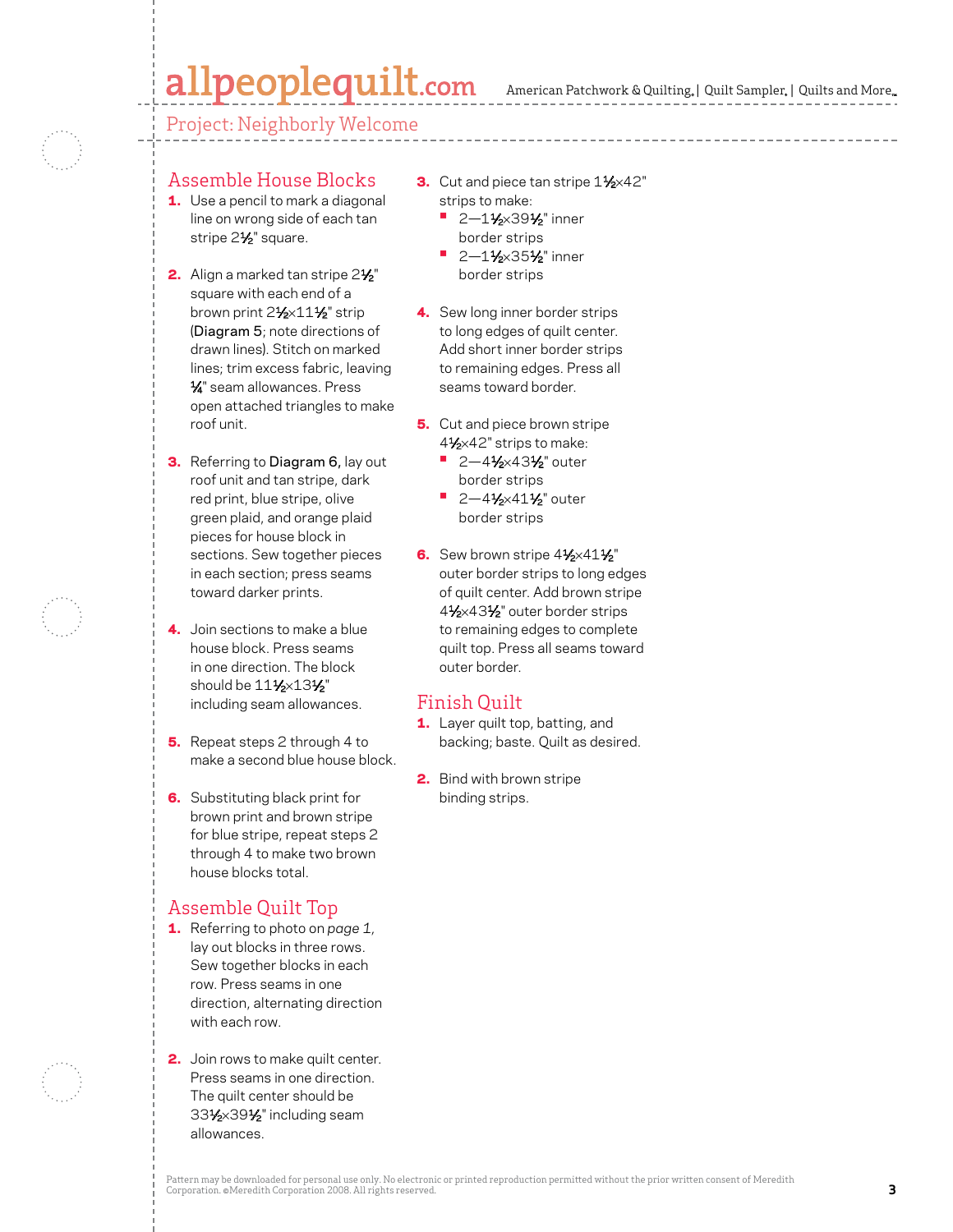Project: Neighborly Welcome

## Assemble House Blocks

1. Use a pencil to mark a diagonal line on wrong side of each tan stripe 2½" square.

2. Align a marked tan stripe 2½" square with each end of a brown print 2½×11½" strip (**Diagram 5**; note directions of drawn lines). Stitch on marked lines; trim excess fabric, leaving ¼" seam allowances. Press open attached triangles to make roof unit.

3. Referring to **Diagram 6,** lay out roof unit and tan stripe, dark red print, blue stripe, olive green plaid, and orange plaid pieces for house block in sections. Sew together pieces in each section; press seams toward darker prints.

4. Join sections to make a blue house block. Press seams in one direction. The block should be 11½×13½" including seam allowances.

5. Repeat steps 2 through 4 to make a second blue house block.

6. Substituting black print for brown print and brown stripe for blue stripe, repeat steps 2 through 4 to make two brown house blocks total.

## Assemble Quilt Top

1. Referring to photo on *page 1,* lay out blocks in three rows. Sew together blocks in each row. Press seams in one direction, alternating direction with each row.

2. Join rows to make quilt center. Press seams in one direction. The quilt center should be 33½×39½" including seam allowances.

3. Cut and piece tan stripe 1½×42" strips to make:
   - 2—1½×39½" inner border strips
   - 2—1½×35½" inner border strips

4. Sew long inner border strips to long edges of quilt center. Add short inner border strips to remaining edges. Press all seams toward border.

5. Cut and piece brown stripe 4½×42" strips to make:
   - 2—4½×43½" outer border strips
   - 2—4½×41½" outer border strips

6. Sew brown stripe 4½×41½" outer border strips to long edges of quilt center. Add brown stripe 4½×43½" outer border strips to remaining edges to complete quilt top. Press all seams toward outer border.

## Finish Quilt

1. Layer quilt top, batting, and backing; baste. Quilt as desired.

2. Bind with brown stripe binding strips.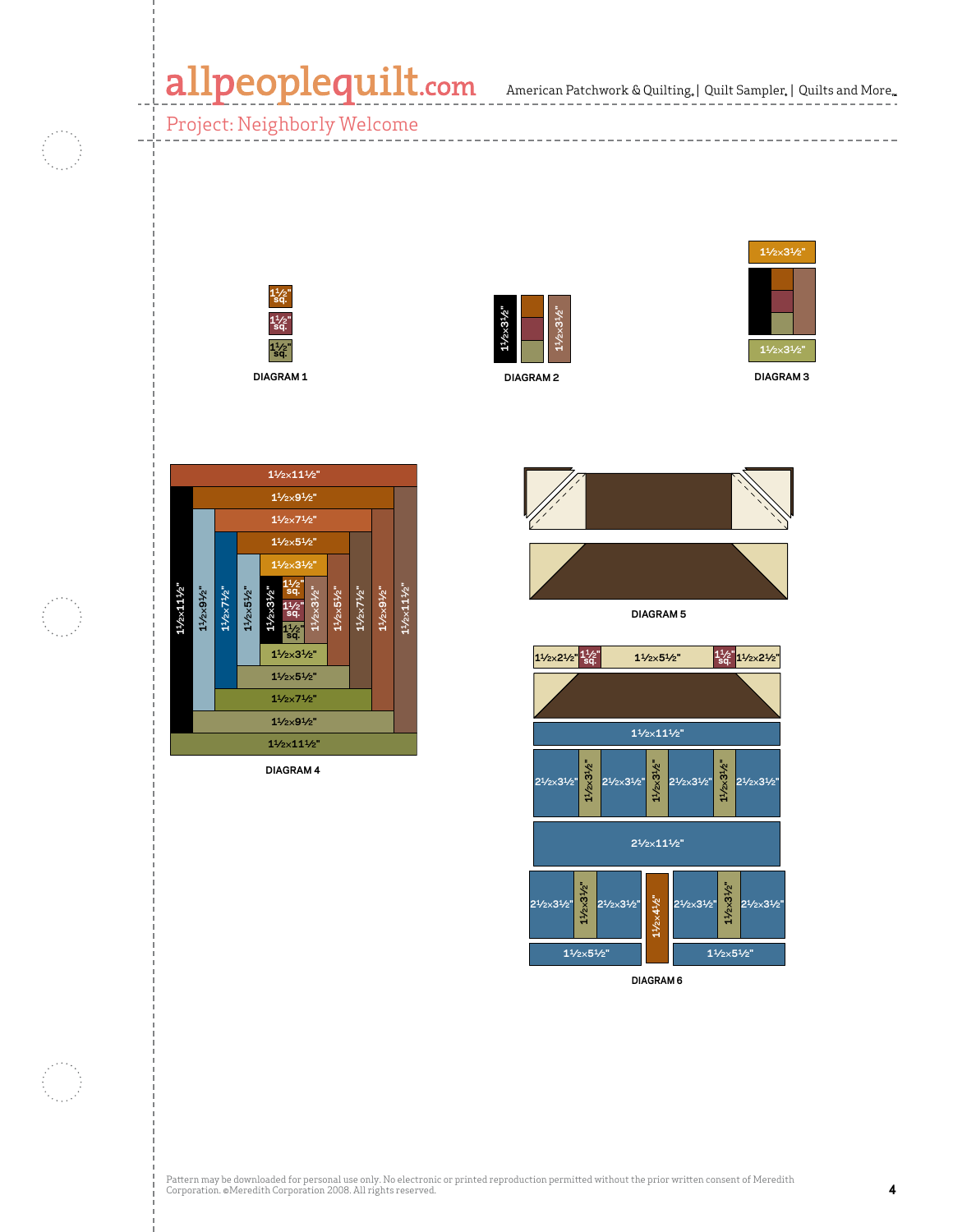Project: Neighborly Welcome

1½" sq.
1½" sq.
1½" sq.

DIAGRAM 1

1½x3½"
1½x3½"

DIAGRAM 2

1½x3½"
1½x3½"

DIAGRAM 3

1½x11½"
1½x9½"
1½x7½"
1½x5½"
1½x3½"
1½x11½"
1½x9½"
1½x7½"
1½x5½"
1½x3½"
1½" sq.
1½" sq.
1½" sq.
1½x3½"
1½x5½"
1½x7½"
1½x9½"
1½x11½"
1½x3½"
1½x5½"
1½x7½"
1½x9½"
1½x11½"

DIAGRAM 4

DIAGRAM 5

1½x2½"
1½" sq.
1½x5½"
1½" sq.
1½x2½"
1½x11½"
2½x3½"
1½x3½"
2½x3½"
1½x3½"
2½x3½"
1½x3½"
2½x3½"
2½x11½"
2½x3½"
1½x3½"
2½x3½"
1½x4½"
2½x3½"
1½x3½"
2½x3½"
1½x5½"
1½x5½"

DIAGRAM 6

Pattern may be downloaded for personal use only. No electronic or printed reproduction permitted without the prior written consent of Meredith Corporation. ©Meredith Corporation 2008. All rights reserved.